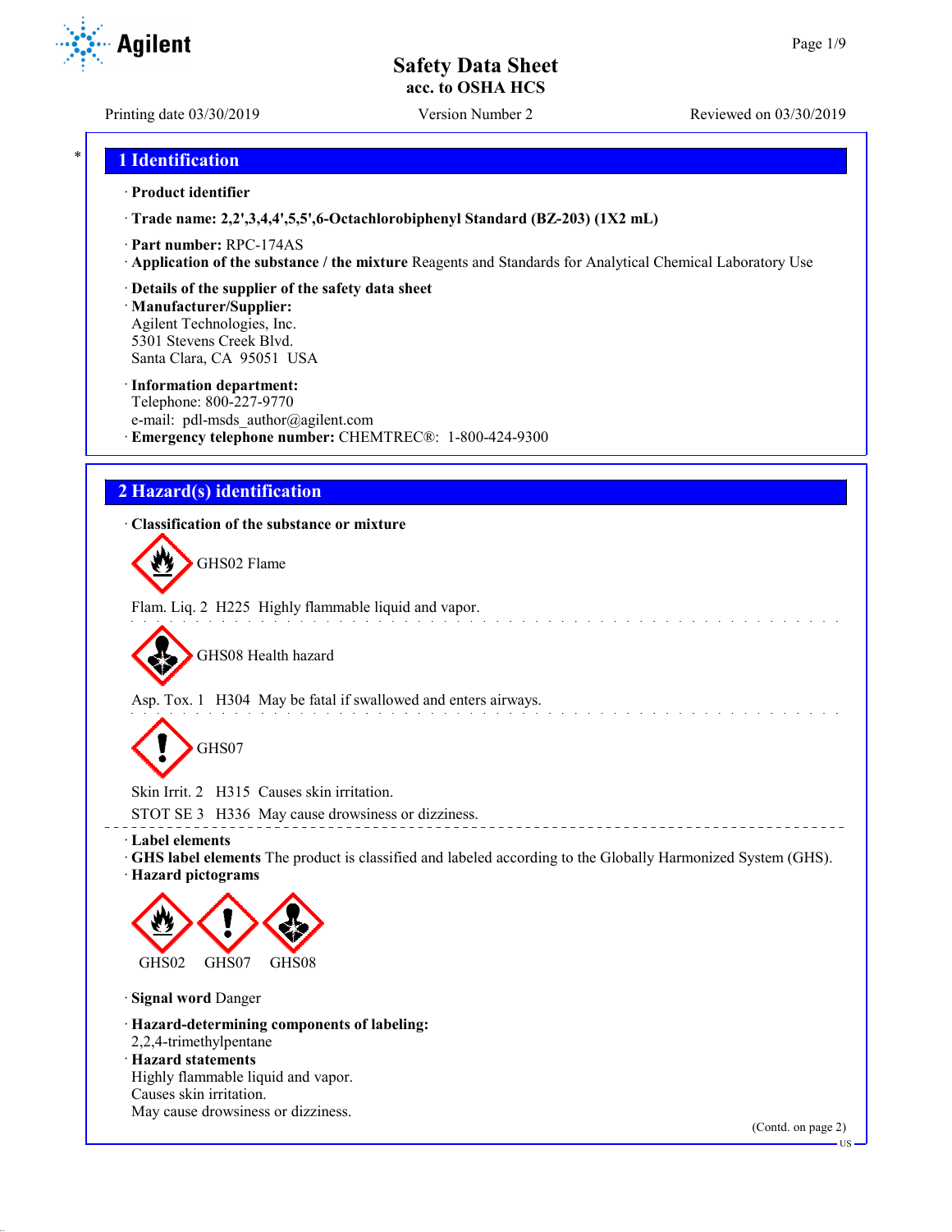# Safety Data Sheet
## acc. to OSHA HCS

Printing date 03/30/2019 | Version Number 2 | Reviewed on 03/30/2019

## 1 Identification

· **Product identifier**

· **Trade name: 2,2',3,4,4',5,5',6-Octachlorobiphenyl Standard (BZ-203) (1X2 mL)**

· **Part number:** RPC-174AS

· **Application of the substance / the mixture** Reagents and Standards for Analytical Chemical Laboratory Use

· **Details of the supplier of the safety data sheet**

· **Manufacturer/Supplier:**
Agilent Technologies, Inc.
5301 Stevens Creek Blvd.
Santa Clara, CA 95051 USA

· **Information department:**
Telephone: 800-227-9770
e-mail: pdl-msds_author@agilent.com

· **Emergency telephone number:** CHEMTREC®: 1-800-424-9300

## 2 Hazard(s) identification

· **Classification of the substance or mixture**

GHS02 Flame

Flam. Liq. 2 H225 Highly flammable liquid and vapor.

GHS08 Health hazard

Asp. Tox. 1 H304 May be fatal if swallowed and enters airways.

GHS07

Skin Irrit. 2 H315 Causes skin irritation.

STOT SE 3 H336 May cause drowsiness or dizziness.

· **Label elements**

· **GHS label elements** The product is classified and labeled according to the Globally Harmonized System (GHS).

· **Hazard pictograms**

GHS02 GHS07 GHS08

· **Signal word** Danger

· **Hazard-determining components of labeling:**
2,2,4-trimethylpentane

· **Hazard statements**
Highly flammable liquid and vapor.
Causes skin irritation.
May cause drowsiness or dizziness.

(Contd. on page 2)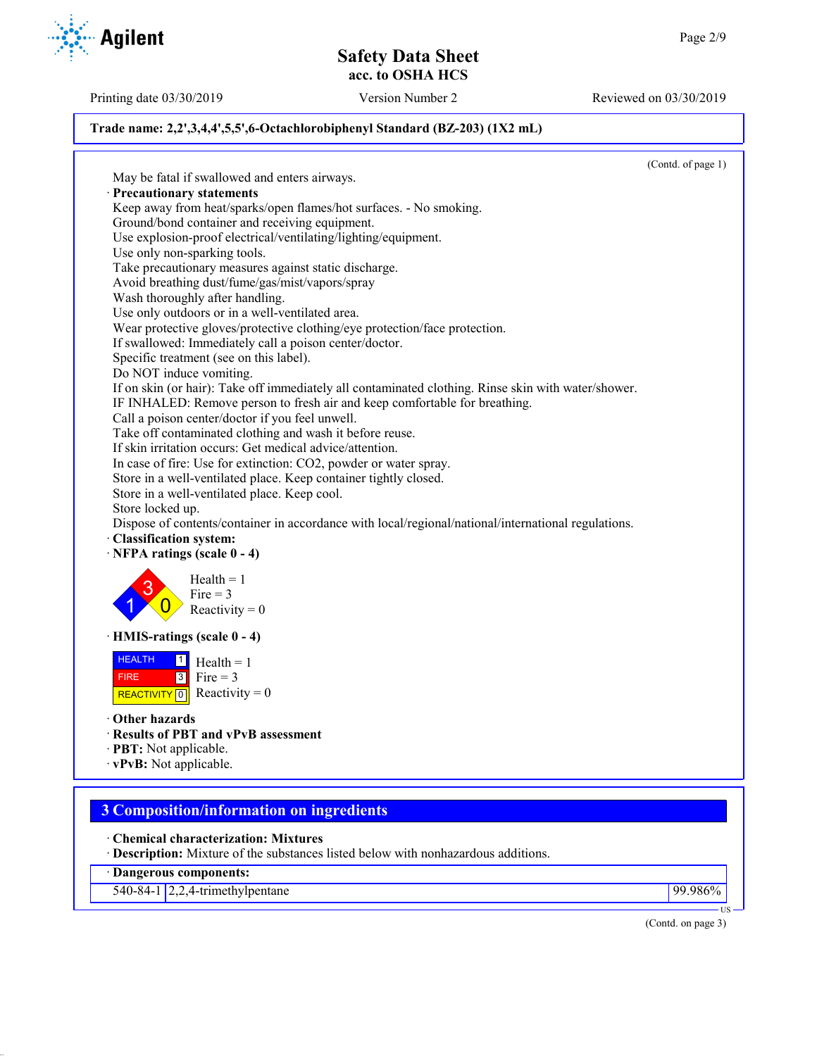**Trade name: 2,2',3,4,4',5,5',6-Octachlorobiphenyl Standard (BZ-203) (1X2 mL)**

(Contd. of page 1)

May be fatal if swallowed and enters airways.

· **Precautionary statements**

Keep away from heat/sparks/open flames/hot surfaces. - No smoking.
Ground/bond container and receiving equipment.
Use explosion-proof electrical/ventilating/lighting/equipment.
Use only non-sparking tools.
Take precautionary measures against static discharge.
Avoid breathing dust/fume/gas/mist/vapors/spray
Wash thoroughly after handling.
Use only outdoors or in a well-ventilated area.
Wear protective gloves/protective clothing/eye protection/face protection.
If swallowed: Immediately call a poison center/doctor.
Specific treatment (see on this label).
Do NOT induce vomiting.
If on skin (or hair): Take off immediately all contaminated clothing. Rinse skin with water/shower.
IF INHALED: Remove person to fresh air and keep comfortable for breathing.
Call a poison center/doctor if you feel unwell.
Take off contaminated clothing and wash it before reuse.
If skin irritation occurs: Get medical advice/attention.
In case of fire: Use for extinction: CO2, powder or water spray.
Store in a well-ventilated place. Keep container tightly closed.
Store in a well-ventilated place. Keep cool.
Store locked up.
Dispose of contents/container in accordance with local/regional/national/international regulations.

· **Classification system:**

· **NFPA ratings (scale 0 - 4)**

Health = 1
Fire = 3
Reactivity = 0

· **HMIS-ratings (scale 0 - 4)**

| HEALTH | 1 | Health = 1 |
|---|---|---|
| FIRE | 3 | Fire = 3 |
| REACTIVITY | 0 | Reactivity = 0 |

· **Other hazards**

· **Results of PBT and vPvB assessment**

· **PBT:** Not applicable.

· **vPvB:** Not applicable.

## 3 Composition/information on ingredients

· **Chemical characterization: Mixtures**

· **Description:** Mixture of the substances listed below with nonhazardous additions.

| · Dangerous components: | | |
|---|---|---|
| 540-84-1 | 2,2,4-trimethylpentane | 99.986% |

(Contd. on page 3)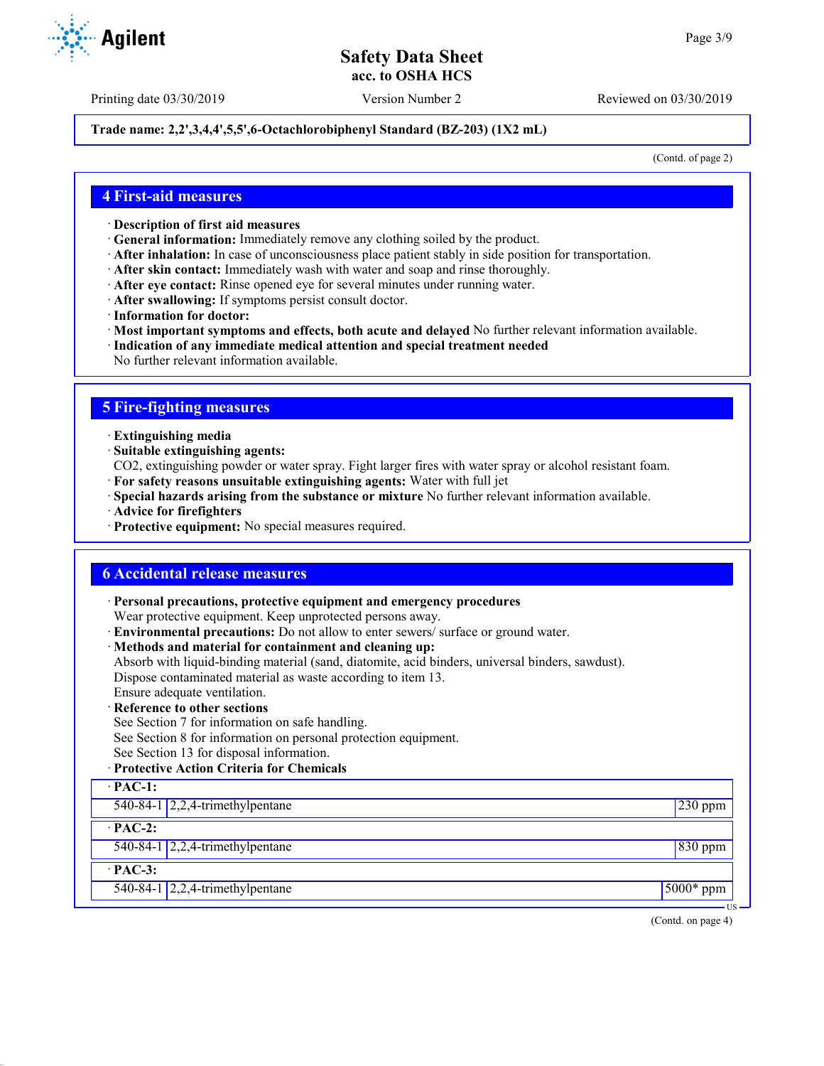Trade name: 2,2',3,4,4',5,5',6-Octachlorobiphenyl Standard (BZ-203) (1X2 mL)

(Contd. of page 2)

## 4 First-aid measures

· **Description of first aid measures**
· **General information:** Immediately remove any clothing soiled by the product.
· **After inhalation:** In case of unconsciousness place patient stably in side position for transportation.
· **After skin contact:** Immediately wash with water and soap and rinse thoroughly.
· **After eye contact:** Rinse opened eye for several minutes under running water.
· **After swallowing:** If symptoms persist consult doctor.
· **Information for doctor:**
· **Most important symptoms and effects, both acute and delayed** No further relevant information available.
· **Indication of any immediate medical attention and special treatment needed**
No further relevant information available.

## 5 Fire-fighting measures

· **Extinguishing media**
· **Suitable extinguishing agents:**
$CO_2$, extinguishing powder or water spray. Fight larger fires with water spray or alcohol resistant foam.
· **For safety reasons unsuitable extinguishing agents:** Water with full jet
· **Special hazards arising from the substance or mixture** No further relevant information available.
· **Advice for firefighters**
· **Protective equipment:** No special measures required.

## 6 Accidental release measures

· **Personal precautions, protective equipment and emergency procedures**
Wear protective equipment. Keep unprotected persons away.
· **Environmental precautions:** Do not allow to enter sewers/ surface or ground water.
· **Methods and material for containment and cleaning up:**
Absorb with liquid-binding material (sand, diatomite, acid binders, universal binders, sawdust).
Dispose contaminated material as waste according to item 13.
Ensure adequate ventilation.
· **Reference to other sections**
See Section 7 for information on safe handling.
See Section 8 for information on personal protection equipment.
See Section 13 for disposal information.
· **Protective Action Criteria for Chemicals**

| · **PAC-1:** | | |
|---|---|---|
| 540-84-1 | 2,2,4-trimethylpentane | 230 ppm |
| · **PAC-2:** | | |
| 540-84-1 | 2,2,4-trimethylpentane | 830 ppm |
| · **PAC-3:** | | |
| 540-84-1 | 2,2,4-trimethylpentane | 5000* ppm |

(Contd. on page 4)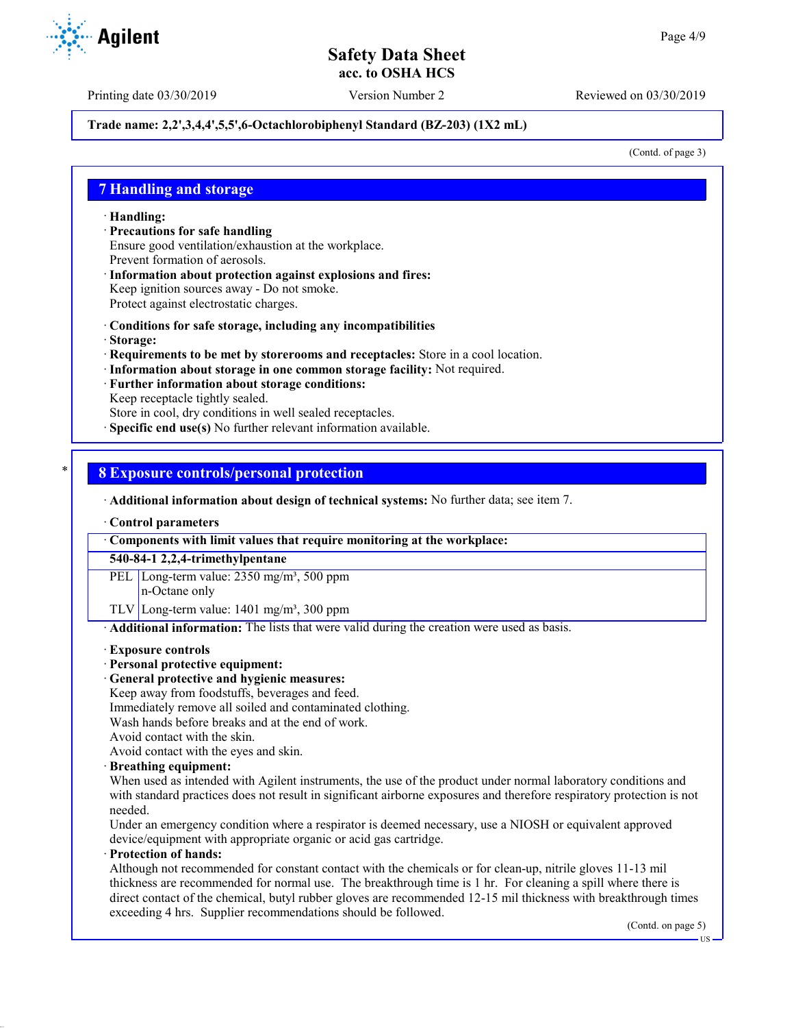**Trade name: 2,2',3,4,4',5,5',6-Octachlorobiphenyl Standard (BZ-203) (1X2 mL)**

(Contd. of page 3)

## 7 Handling and storage

· **Handling:**
· **Precautions for safe handling**
Ensure good ventilation/exhaustion at the workplace.
Prevent formation of aerosols.
· **Information about protection against explosions and fires:**
Keep ignition sources away - Do not smoke.
Protect against electrostatic charges.

· **Conditions for safe storage, including any incompatibilities**
· **Storage:**
· **Requirements to be met by storerooms and receptacles:** Store in a cool location.
· **Information about storage in one common storage facility:** Not required.
· **Further information about storage conditions:**
Keep receptacle tightly sealed.
Store in cool, dry conditions in well sealed receptacles.
· **Specific end use(s)** No further relevant information available.

## 8 Exposure controls/personal protection

· **Additional information about design of technical systems:** No further data; see item 7.

· **Control parameters**

| · Components with limit values that require monitoring at the workplace: | |
|---|---|
| **540-84-1 2,2,4-trimethylpentane** | |
| PEL | Long-term value: 2350 mg/m³, 500 ppm<br>n-Octane only |
| TLV | Long-term value: 1401 mg/m³, 300 ppm |

· **Additional information:** The lists that were valid during the creation were used as basis.

· **Exposure controls**
· **Personal protective equipment:**
· **General protective and hygienic measures:**
Keep away from foodstuffs, beverages and feed.
Immediately remove all soiled and contaminated clothing.
Wash hands before breaks and at the end of work.
Avoid contact with the skin.
Avoid contact with the eyes and skin.
· **Breathing equipment:**
When used as intended with Agilent instruments, the use of the product under normal laboratory conditions and with standard practices does not result in significant airborne exposures and therefore respiratory protection is not needed.
Under an emergency condition where a respirator is deemed necessary, use a NIOSH or equivalent approved device/equipment with appropriate organic or acid gas cartridge.
· **Protection of hands:**
Although not recommended for constant contact with the chemicals or for clean-up, nitrile gloves 11-13 mil thickness are recommended for normal use. The breakthrough time is 1 hr. For cleaning a spill where there is direct contact of the chemical, butyl rubber gloves are recommended 12-15 mil thickness with breakthrough times exceeding 4 hrs. Supplier recommendations should be followed.

(Contd. on page 5)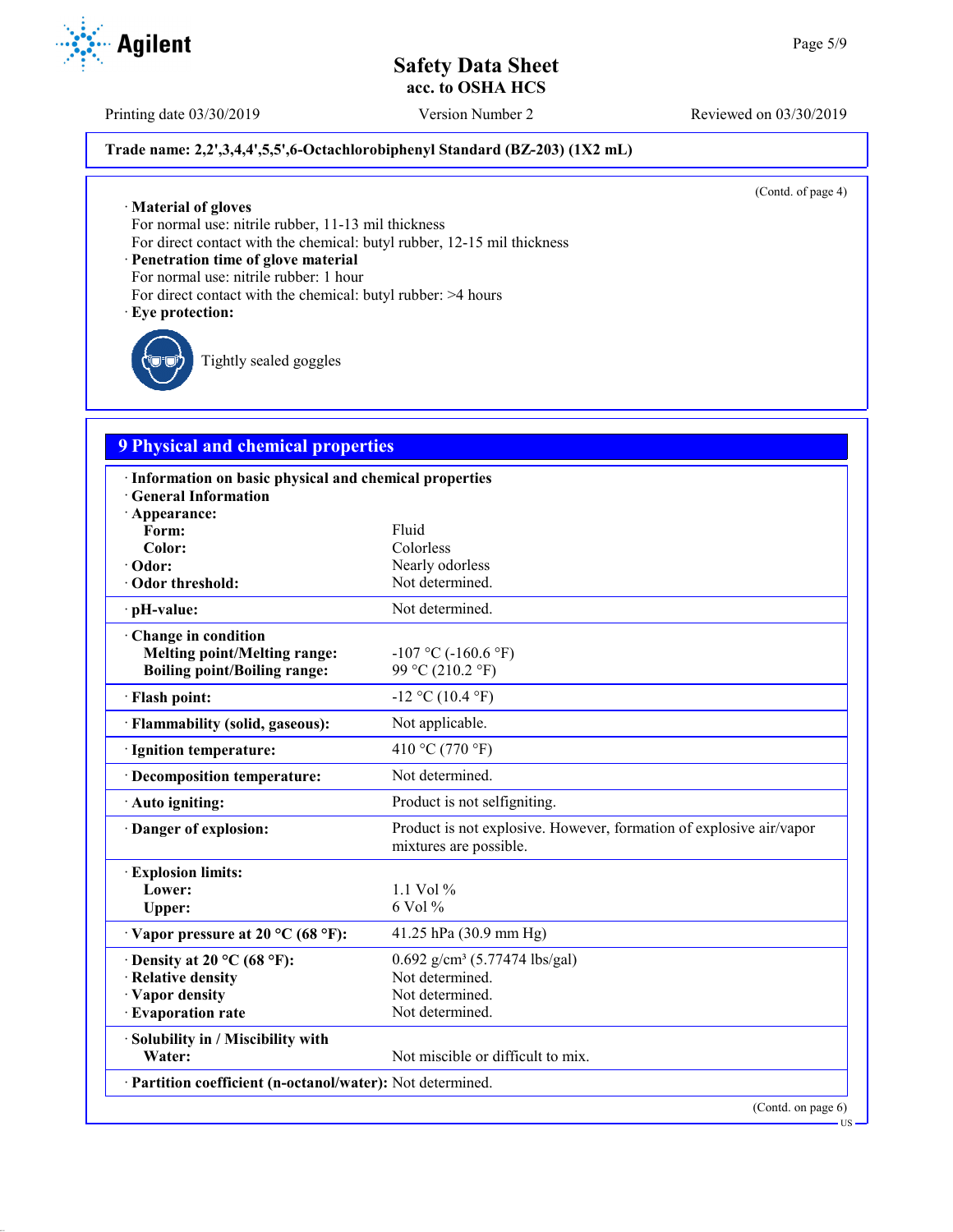Trade name: 2,2',3,4,4',5,5',6-Octachlorobiphenyl Standard (BZ-203) (1X2 mL)

(Contd. of page 4)

· **Material of gloves**
For normal use: nitrile rubber, 11-13 mil thickness
For direct contact with the chemical: butyl rubber, 12-15 mil thickness
· **Penetration time of glove material**
For normal use: nitrile rubber: 1 hour
For direct contact with the chemical: butyl rubber: >4 hours
· **Eye protection:**

Tightly sealed goggles

## 9 Physical and chemical properties

| | |
|---|---|
| · **Information on basic physical and chemical properties** | |
| · **General Information** | |
| · **Appearance:** | |
| **Form:** | Fluid |
| **Color:** | Colorless |
| · **Odor:** | Nearly odorless |
| · **Odor threshold:** | Not determined. |
| · **pH-value:** | Not determined. |
| · **Change in condition** | |
| **Melting point/Melting range:** | -107 °C (-160.6 °F) |
| **Boiling point/Boiling range:** | 99 °C (210.2 °F) |
| · **Flash point:** | -12 °C (10.4 °F) |
| · **Flammability (solid, gaseous):** | Not applicable. |
| · **Ignition temperature:** | 410 °C (770 °F) |
| · **Decomposition temperature:** | Not determined. |
| · **Auto igniting:** | Product is not selfigniting. |
| · **Danger of explosion:** | Product is not explosive. However, formation of explosive air/vapor mixtures are possible. |
| · **Explosion limits:** | |
| **Lower:** | 1.1 Vol % |
| **Upper:** | 6 Vol % |
| · **Vapor pressure at 20 °C (68 °F):** | 41.25 hPa (30.9 mm Hg) |
| · **Density at 20 °C (68 °F):** | 0.692 g/cm³ (5.77474 lbs/gal) |
| · **Relative density** | Not determined. |
| · **Vapor density** | Not determined. |
| · **Evaporation rate** | Not determined. |
| · **Solubility in / Miscibility with** | |
| **Water:** | Not miscible or difficult to mix. |
| · **Partition coefficient (n-octanol/water):** | Not determined. |

(Contd. on page 6)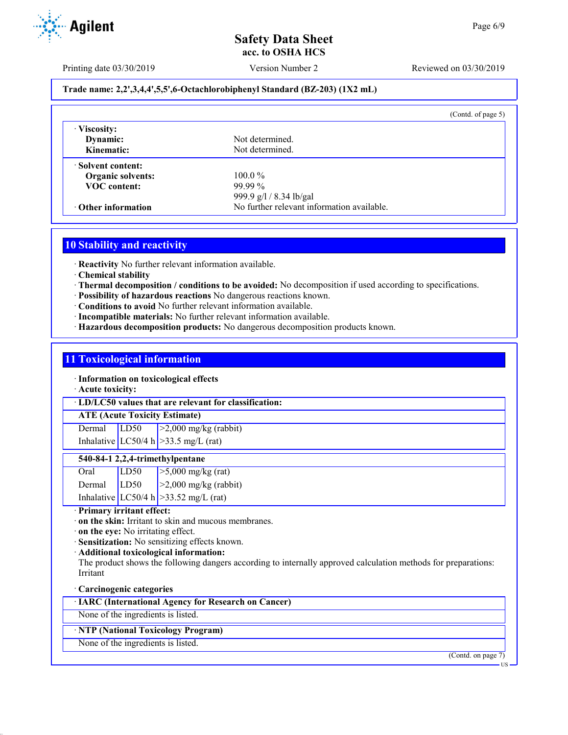**Trade name: 2,2',3,4,4',5,5',6-Octachlorobiphenyl Standard (BZ-203) (1X2 mL)**

(Contd. of page 5)

| · **Viscosity:** | |
|---|---|
| **Dynamic:** | Not determined. |
| **Kinematic:** | Not determined. |
| · **Solvent content:** | |
| **Organic solvents:** | 100.0 % |
| **VOC content:** | 99.99 % |
| | 999.9 g/l / 8.34 lb/gal |
| · **Other information** | No further relevant information available. |

## 10 Stability and reactivity

· **Reactivity** No further relevant information available.
· **Chemical stability**
· **Thermal decomposition / conditions to be avoided:** No decomposition if used according to specifications.
· **Possibility of hazardous reactions** No dangerous reactions known.
· **Conditions to avoid** No further relevant information available.
· **Incompatible materials:** No further relevant information available.
· **Hazardous decomposition products:** No dangerous decomposition products known.

## 11 Toxicological information

· **Information on toxicological effects**
· **Acute toxicity:**

· **LD/LC50 values that are relevant for classification:**

| **ATE (Acute Toxicity Estimate)** | | |
|---|---|---|
| Dermal | LD50 | >2,000 mg/kg (rabbit) |
| Inhalative | LC50/4 h | >33.5 mg/L (rat) |

| **540-84-1 2,2,4-trimethylpentane** | | |
|---|---|---|
| Oral | LD50 | >5,000 mg/kg (rat) |
| Dermal | LD50 | >2,000 mg/kg (rabbit) |
| Inhalative | LC50/4 h | >33.52 mg/L (rat) |

· **Primary irritant effect:**
· **on the skin:** Irritant to skin and mucous membranes.
· **on the eye:** No irritating effect.
· **Sensitization:** No sensitizing effects known.
· **Additional toxicological information:**
The product shows the following dangers according to internally approved calculation methods for preparations:
Irritant

· **Carcinogenic categories**

| · **IARC (International Agency for Research on Cancer)** |
|---|
| None of the ingredients is listed. |

| · **NTP (National Toxicology Program)** |
|---|
| None of the ingredients is listed. |

(Contd. on page 7)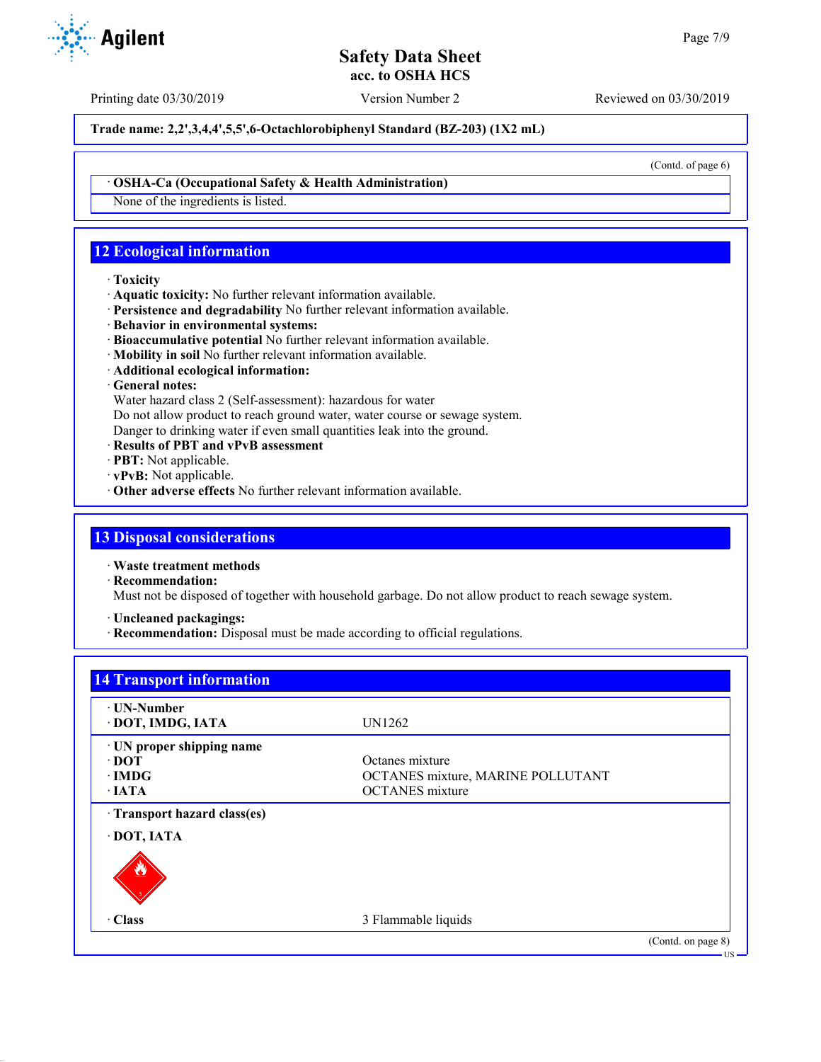(Contd. of page 6)

· **OSHA-Ca (Occupational Safety & Health Administration)**

None of the ingredients is listed.

## 12 Ecological information

· **Toxicity**
· **Aquatic toxicity:** No further relevant information available.
· **Persistence and degradability** No further relevant information available.
· **Behavior in environmental systems:**
· **Bioaccumulative potential** No further relevant information available.
· **Mobility in soil** No further relevant information available.
· **Additional ecological information:**
· **General notes:**
Water hazard class 2 (Self-assessment): hazardous for water
Do not allow product to reach ground water, water course or sewage system.
Danger to drinking water if even small quantities leak into the ground.
· **Results of PBT and vPvB assessment**
· **PBT:** Not applicable.
· **vPvB:** Not applicable.
· **Other adverse effects** No further relevant information available.

## 13 Disposal considerations

· **Waste treatment methods**
· **Recommendation:**
Must not be disposed of together with household garbage. Do not allow product to reach sewage system.

· **Uncleaned packagings:**
· **Recommendation:** Disposal must be made according to official regulations.

## 14 Transport information

| | |
|---|---|
| · **UN-Number** | |
| · **DOT, IMDG, IATA** | UN1262 |
| · **UN proper shipping name** | |
| · **DOT** | Octanes mixture |
| · **IMDG** | OCTANES mixture, MARINE POLLUTANT |
| · **IATA** | OCTANES mixture |
| · **Transport hazard class(es)** | |
| · **DOT, IATA** | |
| · **Class** | 3 Flammable liquids |

(Contd. on page 8)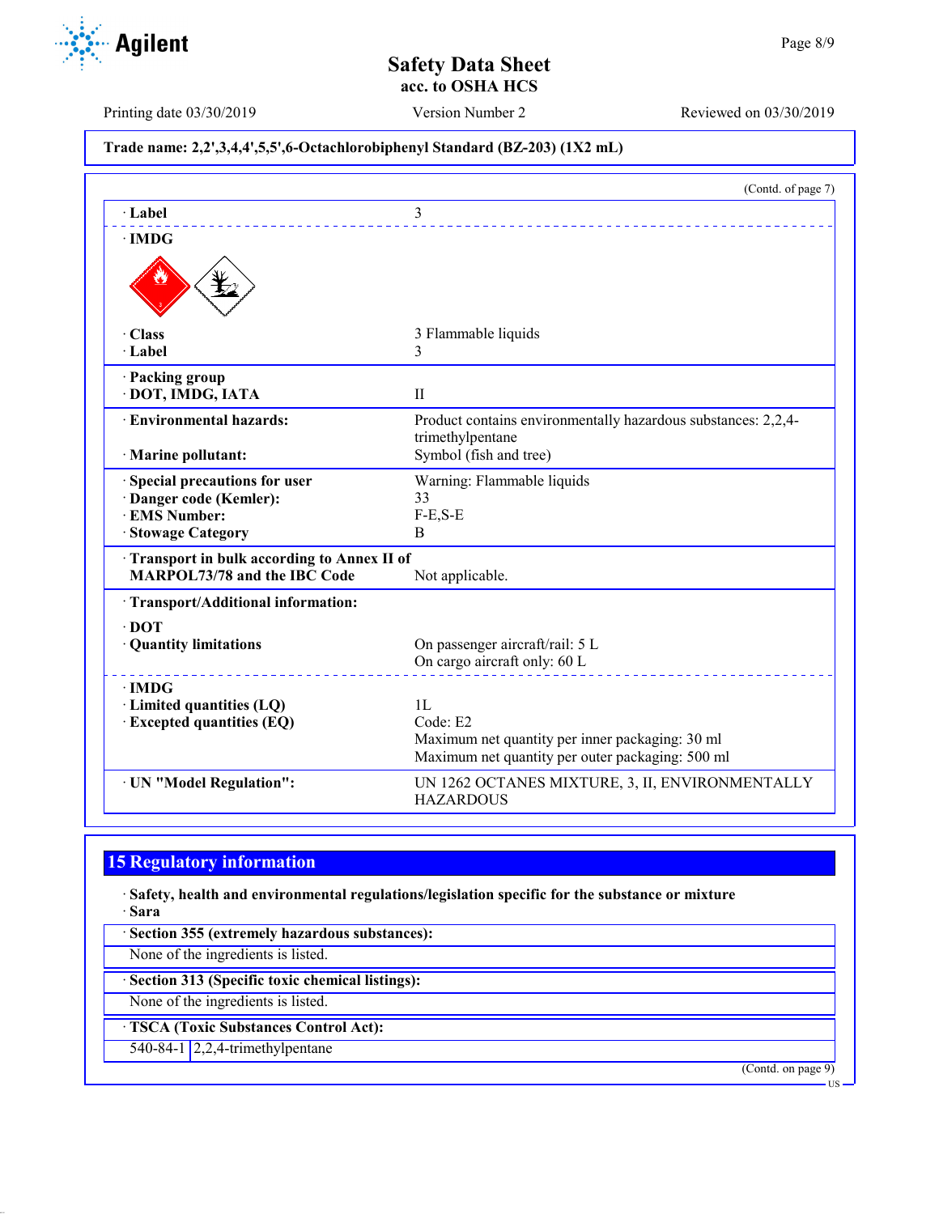Trade name: 2,2',3,4,4',5,5',6-Octachlorobiphenyl Standard (BZ-203) (1X2 mL)

(Contd. of page 7)

| | |
|---|---|
| · **Label** | 3 |
| · **IMDG** | |
| · **Class** | 3 Flammable liquids |
| · **Label** | 3 |
| · **Packing group** · **DOT, IMDG, IATA** | II |
| · **Environmental hazards:** | Product contains environmentally hazardous substances: 2,2,4-trimethylpentane |
| · **Marine pollutant:** | Symbol (fish and tree) |
| · **Special precautions for user** | Warning: Flammable liquids |
| · **Danger code (Kemler):** | 33 |
| · **EMS Number:** | F-E,S-E |
| · **Stowage Category** | B |
| · **Transport in bulk according to Annex II of MARPOL73/78 and the IBC Code** | Not applicable. |
| · **Transport/Additional information:** | |
| · **DOT** | |
| · **Quantity limitations** | On passenger aircraft/rail: 5 L<br>On cargo aircraft only: 60 L |
| · **IMDG** | |
| · **Limited quantities (LQ)** | 1L |
| · **Excepted quantities (EQ)** | Code: E2<br>Maximum net quantity per inner packaging: 30 ml<br>Maximum net quantity per outer packaging: 500 ml |
| · **UN "Model Regulation":** | UN 1262 OCTANES MIXTURE, 3, II, ENVIRONMENTALLY HAZARDOUS |

## 15 Regulatory information

· **Safety, health and environmental regulations/legislation specific for the substance or mixture**
· **Sara**

· **Section 355 (extremely hazardous substances):**
None of the ingredients is listed.

· **Section 313 (Specific toxic chemical listings):**
None of the ingredients is listed.

· **TSCA (Toxic Substances Control Act):**

| | |
|---|---|
| 540-84-1 | 2,2,4-trimethylpentane |

(Contd. on page 9)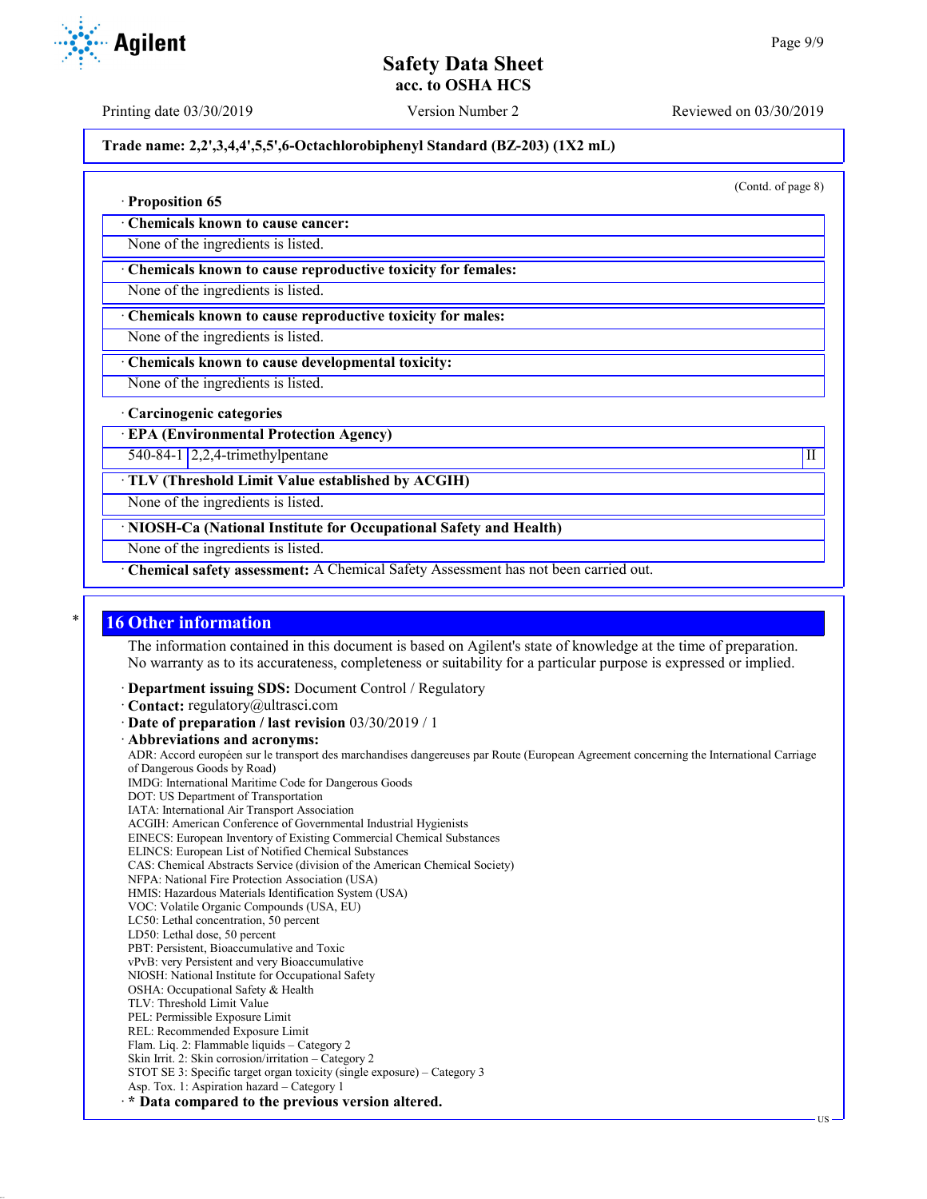**Trade name: 2,2',3,4,4',5,5',6-Octachlorobiphenyl Standard (BZ-203) (1X2 mL)**

(Contd. of page 8)

· **Proposition 65**

· **Chemicals known to cause cancer:**

None of the ingredients is listed.

· **Chemicals known to cause reproductive toxicity for females:**

None of the ingredients is listed.

· **Chemicals known to cause reproductive toxicity for males:**

None of the ingredients is listed.

· **Chemicals known to cause developmental toxicity:**

None of the ingredients is listed.

· **Carcinogenic categories**

· **EPA (Environmental Protection Agency)**

| | | |
|---|---|---|
| 540-84-1 | 2,2,4-trimethylpentane | II |

· **TLV (Threshold Limit Value established by ACGIH)**

None of the ingredients is listed.

· **NIOSH-Ca (National Institute for Occupational Safety and Health)**

None of the ingredients is listed.

· **Chemical safety assessment:** A Chemical Safety Assessment has not been carried out.

## 16 Other information

The information contained in this document is based on Agilent's state of knowledge at the time of preparation. No warranty as to its accurateness, completeness or suitability for a particular purpose is expressed or implied.

· **Department issuing SDS:** Document Control / Regulatory
· **Contact:** regulatory@ultrasci.com
· **Date of preparation / last revision** 03/30/2019 / 1
· **Abbreviations and acronyms:**

ADR: Accord européen sur le transport des marchandises dangereuses par Route (European Agreement concerning the International Carriage of Dangerous Goods by Road)
IMDG: International Maritime Code for Dangerous Goods
DOT: US Department of Transportation
IATA: International Air Transport Association
ACGIH: American Conference of Governmental Industrial Hygienists
EINECS: European Inventory of Existing Commercial Chemical Substances
ELINCS: European List of Notified Chemical Substances
CAS: Chemical Abstracts Service (division of the American Chemical Society)
NFPA: National Fire Protection Association (USA)
HMIS: Hazardous Materials Identification System (USA)
VOC: Volatile Organic Compounds (USA, EU)
LC50: Lethal concentration, 50 percent
LD50: Lethal dose, 50 percent
PBT: Persistent, Bioaccumulative and Toxic
vPvB: very Persistent and very Bioaccumulative
NIOSH: National Institute for Occupational Safety
OSHA: Occupational Safety & Health
TLV: Threshold Limit Value
PEL: Permissible Exposure Limit
REL: Recommended Exposure Limit
Flam. Liq. 2: Flammable liquids – Category 2
Skin Irrit. 2: Skin corrosion/irritation – Category 2
STOT SE 3: Specific target organ toxicity (single exposure) – Category 3
Asp. Tox. 1: Aspiration hazard – Category 1

· **\* Data compared to the previous version altered.**